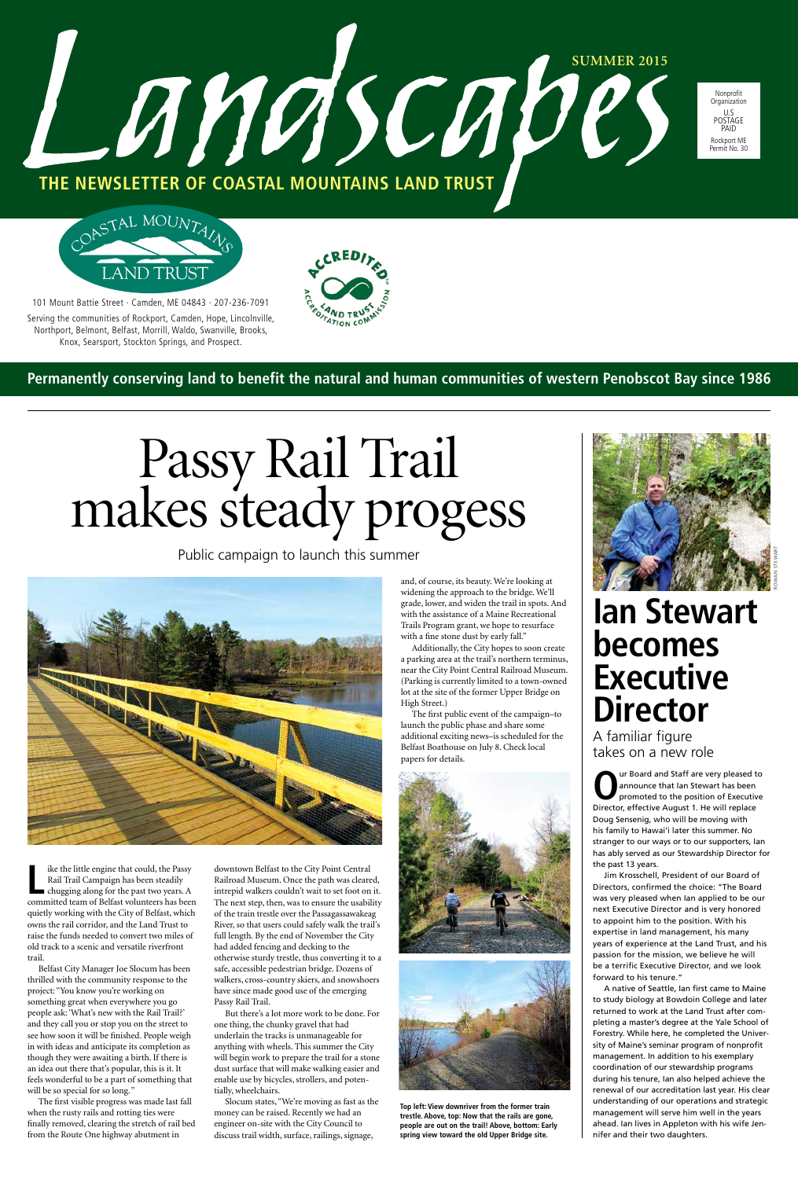# Landscapes

SUMMER 2015

**THE NEWSLETTER OF COASTAL MOUNTAINS LAND TRUST**

Nonprofit Organization
U.S. POSTAGE PAID
Rockport ME
Permit No. 30

COASTAL MOUNTAINS LAND TRUST

101 Mount Battie Street · Camden, ME 04843 · 207-236-7091

Serving the communities of Rockport, Camden, Hope, Lincolnville, Northport, Belmont, Belfast, Morrill, Waldo, Swanville, Brooks, Knox, Searsport, Stockton Springs, and Prospect.

**Permanently conserving land to benefit the natural and human communities of western Penobscot Bay since 1986**

# Passy Rail Trail makes steady progess

Public campaign to launch this summer

Like the little engine that could, the Passy Rail Trail Campaign has been steadily chugging along for the past two years. A committed team of Belfast volunteers has been quietly working with the City of Belfast, which owns the rail corridor, and the Land Trust to raise the funds needed to convert two miles of old track to a scenic and versatile riverfront trail.

Belfast City Manager Joe Slocum has been thrilled with the community response to the project: "You know you're working on something great when everywhere you go people ask: 'What's new with the Rail Trail?' and they call you or stop you on the street to see how soon it will be finished. People weigh in with ideas and anticipate its completion as though they were awaiting a birth. If there is an idea out there that's popular, this is it. It feels wonderful to be a part of something that will be so special for so long."

The first visible progress was made last fall when the rusty rails and rotting ties were finally removed, clearing the stretch of rail bed from the Route One highway abutment in downtown Belfast to the City Point Central Railroad Museum. Once the path was cleared, intrepid walkers couldn't wait to set foot on it. The next step, then, was to ensure the usability of the train trestle over the Passagassawakeag River, so that users could safely walk the trail's full length. By the end of November the City had added fencing and decking to the otherwise sturdy trestle, thus converting it to a safe, accessible pedestrian bridge. Dozens of walkers, cross-country skiers, and snowshoers have since made good use of the emerging Passy Rail Trail.

But there's a lot more work to be done. For one thing, the chunky gravel that had underlain the tracks is unmanageable for anything with wheels. This summer the City will begin work to prepare the trail for a stone dust surface that will make walking easier and enable use by bicycles, strollers, and potentially, wheelchairs.

Slocum states, "We're moving as fast as the money can be raised. Recently we had an engineer on-site with the City Council to discuss trail width, surface, railings, signage, and, of course, its beauty. We're looking at widening the approach to the bridge. We'll grade, lower, and widen the trail in spots. And with the assistance of a Maine Recreational Trails Program grant, we hope to resurface with a fine stone dust by early fall."

Additionally, the City hopes to soon create a parking area at the trail's northern terminus, near the City Point Central Railroad Museum. (Parking is currently limited to a town-owned lot at the site of the former Upper Bridge on High Street.)

The first public event of the campaign–to launch the public phase and share some additional exciting news–is scheduled for the Belfast Boathouse on July 8. Check local papers for details.

**Top left: View downriver from the former train trestle. Above, top: Now that the rails are gone, people are out on the trail! Above, bottom: Early spring view toward the old Upper Bridge site.**

# Ian Stewart becomes Executive Director

A familiar figure takes on a new role

ROWAN STEWART

Our Board and Staff are very pleased to announce that Ian Stewart has been promoted to the position of Executive Director, effective August 1. He will replace Doug Sensenig, who will be moving with his family to Hawai'i later this summer. No stranger to our ways or to our supporters, Ian has ably served as our Stewardship Director for the past 13 years.

Jim Krosschell, President of our Board of Directors, confirmed the choice: "The Board was very pleased when Ian applied to be our next Executive Director and is very honored to appoint him to the position. With his expertise in land management, his many years of experience at the Land Trust, and his passion for the mission, we believe he will be a terrific Executive Director, and we look forward to his tenure."

A native of Seattle, Ian first came to Maine to study biology at Bowdoin College and later returned to work at the Land Trust after completing a master's degree at the Yale School of Forestry. While here, he completed the University of Maine's seminar program of nonprofit management. In addition to his exemplary coordination of our stewardship programs during his tenure, Ian also helped achieve the renewal of our accreditation last year. His clear understanding of our operations and strategic management will serve him well in the years ahead. Ian lives in Appleton with his wife Jennifer and their two daughters.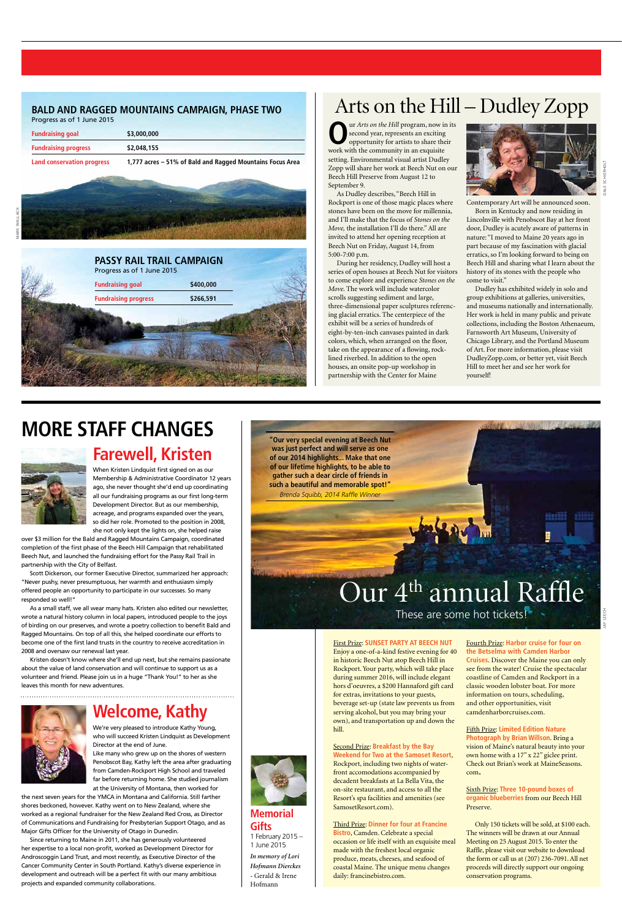## BALD AND RAGGED MOUNTAINS CAMPAIGN, PHASE TWO

Progress as of 1 June 2015

| | |
|---|---|
| Fundraising goal | $3,000,000 |
| Fundraising progress | $2,048,155 |
| Land conservation progress | 1,777 acres – 51% of Bald and Ragged Mountains Focus Area |

MARK WALLACK

## PASSY RAIL TRAIL CAMPAIGN

Progress as of 1 June 2015

| | |
|---|---|
| Fundraising goal | $400,000 |
| Fundraising progress | $266,591 |

# Arts on the Hill – Dudley Zopp

Our *Arts on the Hill* program, now in its second year, represents an exciting opportunity for artists to share their work with the community in an exquisite setting. Environmental visual artist Dudley Zopp will share her work at Beech Nut on our Beech Hill Preserve from August 12 to September 9.

As Dudley describes, "Beech Hill in Rockport is one of those magic places where stones have been on the move for millennia, and I'll make that the focus of *Stones on the Move*, the installation I'll do there." All are invited to attend her opening reception at Beech Nut on Friday, August 14, from 5:00-7:00 p.m.

During her residency, Dudley will host a series of open houses at Beech Nut for visitors to come explore and experience *Stones on the Move*. The work will include watercolor scrolls suggesting sediment and large, three-dimensional paper sculptures referencing glacial erratics. The centerpiece of the exhibit will be a series of hundreds of eight-by-ten-inch canvases painted in dark colors, which, when arranged on the floor, take on the appearance of a flowing, rock-lined riverbed. In addition to the open houses, an onsite pop-up workshop in partnership with the Center for Maine Contemporary Art will be announced soon.

DALE SCHIERHOLT

Born in Kentucky and now residing in Lincolnville with Penobscot Bay at her front door, Dudley is acutely aware of patterns in nature: "I moved to Maine 20 years ago in part because of my fascination with glacial erratics, so I'm looking forward to being on Beech Hill and sharing what I learn about the history of its stones with the people who come to visit."

Dudley has exhibited widely in solo and group exhibitions at galleries, universities, and museums nationally and internationally. Her work is held in many public and private collections, including the Boston Athenaeum, Farnsworth Art Museum, University of Chicago Library, and the Portland Museum of Art. For more information, please visit DudleyZopp.com, or better yet, visit Beech Hill to meet her and see her work for yourself!

# MORE STAFF CHANGES

## Farewell, Kristen

When Kristen Lindquist first signed on as our Membership & Administrative Coordinator 12 years ago, she never thought she'd end up coordinating all our fundraising programs as our first long-term Development Director. But as our membership, acreage, and programs expanded over the years, so did her role. Promoted to the position in 2008, she not only kept the lights on, she helped raise over $3 million for the Bald and Ragged Mountains Campaign, coordinated completion of the first phase of the Beech Hill Campaign that rehabilitated Beech Nut, and launched the fundraising effort for the Passy Rail Trail in partnership with the City of Belfast.

Scott Dickerson, our former Executive Director, summarized her approach: "Never pushy, never presumptuous, her warmth and enthusiasm simply offered people an opportunity to participate in our successes. So many responded so well!"

As a small staff, we all wear many hats. Kristen also edited our newsletter, wrote a natural history column in local papers, introduced people to the joys of birding on our preserves, and wrote a poetry collection to benefit Bald and Ragged Mountains. On top of all this, she helped coordinate our efforts to become one of the first land trusts in the country to receive accreditation in 2008 and oversaw our renewal last year.

Kristen doesn't know where she'll end up next, but she remains passionate about the value of land conservation and will continue to support us as a volunteer and friend. Please join us in a huge "Thank You!" to her as she leaves this month for new adventures.

## Welcome, Kathy

We're very pleased to introduce Kathy Young, who will succeed Kristen Lindquist as Development Director at the end of June.

Like many who grew up on the shores of western Penobscot Bay, Kathy left the area after graduating from Camden-Rockport High School and traveled far before returning home. She studied journalism at the University of Montana, then worked for the next seven years for the YMCA in Montana and California. Still farther shores beckoned, however. Kathy went on to New Zealand, where she worked as a regional fundraiser for the New Zealand Red Cross, as Director of Communications and Fundraising for Presbyterian Support Otago, and as Major Gifts Officer for the University of Otago in Dunedin.

Since returning to Maine in 2011, she has generously volunteered her expertise to a local non-profit, worked as Development Director for Androscoggin Land Trust, and most recently, as Executive Director of the Cancer Community Center in South Portland. Kathy's diverse experience in development and outreach will be a perfect fit with our many ambitious projects and expanded community collaborations.

## Memorial Gifts

1 February 2015 – 1 June 2015

*In memory of Lori Hofmann Dierckes*
- Gerald & Irene Hofmann

**"Our very special evening at Beech Nut was just perfect and will serve as one of our 2014 highlights... Make that one of our lifetime highlights, to be able to gather such a dear circle of friends in such a beautiful and memorable spot!"**
*Brenda Squibb, 2014 Raffle Winner*

# Our 4th annual Raffle

These are some hot tickets!

JAY LEECH

First Prize: **SUNSET PARTY AT BEECH NUT**
Enjoy a one-of-a-kind festive evening for 40 in historic Beech Nut atop Beech Hill in Rockport. Your party, which will take place during summer 2016, will include elegant hors d'oeuvres, a $200 Hannaford gift card for extras, invitations to your guests, beverage set-up (state law prevents us from serving alcohol, but you may bring your own), and transportation up and down the hill.

Second Prize: **Breakfast by the Bay Weekend for Two at the Samoset Resort**, Rockport, including two nights of waterfront accomodations accompanied by decadent breakfasts at La Bella Vita, the on-site restaurant, and access to all the Resort's spa facilities and amenities (see SamosetResort.com).

Third Prize: **Dinner for four at Francine Bistro**, Camden. Celebrate a special occasion or life itself with an exquisite meal made with the freshest local organic produce, meats, cheeses, and seafood of coastal Maine. The unique menu changes daily: francinebistro.com.

Fourth Prize: **Harbor cruise for four on the Betselma with Camden Harbor Cruises.** Discover the Maine you can only see from the water! Cruise the spectacular coastline of Camden and Rockport in a classic wooden lobster boat. For more information on tours, scheduling, and other opportunities, visit camdenharborcruises.com.

Fifth Prize: **Limited Edition Nature Photograph by Brian Willson.** Bring a vision of Maine's natural beauty into your own home with a 17" x 22" giclee print. Check out Brian's work at MaineSeasons.com.

Sixth Prize: **Three 10-pound boxes of organic blueberries** from our Beech Hill Preserve.

Only 150 tickets will be sold, at $100 each. The winners will be drawn at our Annual Meeting on 25 August 2015. To enter the Raffle, please visit our website to download the form or call us at (207) 236-7091. All net proceeds will directly support our ongoing conservation programs.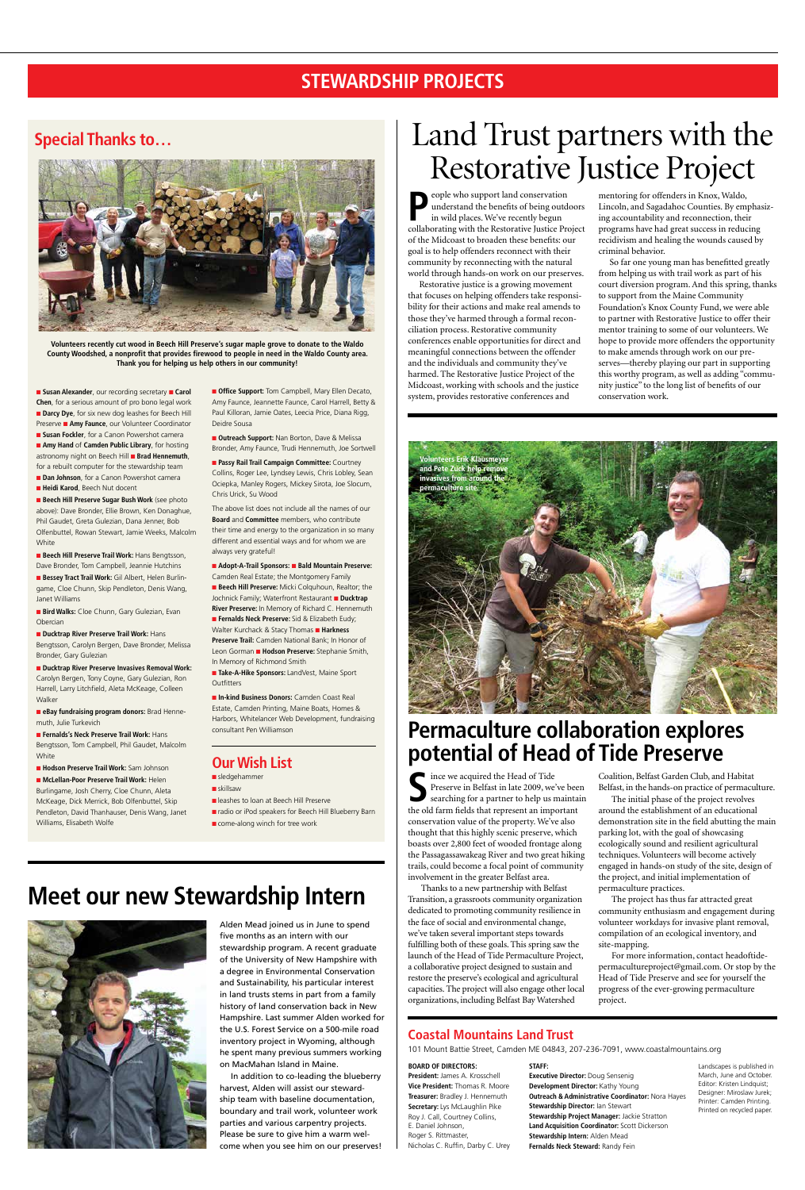# STEWARDSHIP PROJECTS

## Special Thanks to…

Volunteers recently cut wood in Beech Hill Preserve's sugar maple grove to donate to the Waldo County Woodshed, a nonprofit that provides firewood to people in need in the Waldo County area. Thank you for helping us help others in our community!

■ **Susan Alexander**, our recording secretary ■ **Carol Chen**, for a serious amount of pro bono legal work ■ **Darcy Dye**, for six new dog leashes for Beech Hill Preserve ■ **Amy Faunce**, our Volunteer Coordinator ■ **Susan Fockler**, for a Canon Powershot camera ■ **Amy Hand** of **Camden Public Library**, for hosting astronomy night on Beech Hill ■ **Brad Hennemuth**, for a rebuilt computer for the stewardship team ■ **Dan Johnson**, for a Canon Powershot camera ■ **Heidi Karod**, Beech Nut docent

■ **Beech Hill Preserve Sugar Bush Work** (see photo above): Dave Bronder, Ellie Brown, Ken Donaghue, Phil Gaudet, Greta Gulezian, Dana Jenner, Bob Olfenbuttel, Rowan Stewart, Jamie Weeks, Malcolm White

■ **Beech Hill Preserve Trail Work:** Hans Bengtsson, Dave Bronder, Tom Campbell, Jeannie Hutchins

■ **Bessey Tract Trail Work:** Gil Albert, Helen Burlingame, Cloe Chunn, Skip Pendleton, Denis Wang, Janet Williams

■ **Bird Walks:** Cloe Chunn, Gary Gulezian, Evan Obercian

■ **Ducktrap River Preserve Trail Work:** Hans Bengtsson, Carolyn Bergen, Dave Bronder, Melissa Bronder, Gary Gulezian

■ **Ducktrap River Preserve Invasives Removal Work:** Carolyn Bergen, Tony Coyne, Gary Gulezian, Ron Harrell, Larry Litchfield, Aleta McKeage, Colleen Walker

■ **eBay fundraising program donors:** Brad Hennemuth, Julie Turkevich

■ **Fernalds's Neck Preserve Trail Work:** Hans Bengtsson, Tom Campbell, Phil Gaudet, Malcolm White

■ **Hodson Preserve Trail Work:** Sam Johnson

■ **McLellan-Poor Preserve Trail Work:** Helen Burlingame, Josh Cherry, Cloe Chunn, Aleta McKeage, Dick Merrick, Bob Olfenbuttel, Skip Pendleton, David Thanhauser, Denis Wang, Janet Williams, Elisabeth Wolfe

■ **Office Support:** Tom Campbell, Mary Ellen Decato, Amy Faunce, Jeannette Faunce, Carol Harrell, Betty & Paul Kiloran, Jamie Oates, Leecia Price, Diana Rigg, Deidre Sousa

■ **Outreach Support:** Nan Borton, Dave & Melissa Bronder, Amy Faunce, Trudi Hennemuth, Joe Sortwell

■ **Passy Rail Trail Campaign Committee:** Courtney Collins, Roger Lee, Lyndsey Lewis, Chris Lobley, Sean Ociepka, Manley Rogers, Mickey Sirota, Joe Slocum, Chris Urick, Su Wood

The above list does not include all the names of our **Board** and **Committee** members, who contribute their time and energy to the organization in so many different and essential ways and for whom we are always very grateful!

■ **Adopt-A-Trail Sponsors:** ■ **Bald Mountain Preserve:** Camden Real Estate; the Montgomery Family ■ **Beech Hill Preserve:** Micki Colquhoun, Realtor; the Jochnick Family; Waterfront Restaurant ■ **Ducktrap River Preserve:** In Memory of Richard C. Hennemuth ■ **Fernalds Neck Preserve:** Sid & Elizabeth Eudy; Walter Kurchack & Stacy Thomas ■ **Harkness Preserve Trail:** Camden National Bank; In Honor of Leon Gorman ■ **Hodson Preserve:** Stephanie Smith, In Memory of Richmond Smith

■ **Take-A-Hike Sponsors:** LandVest, Maine Sport Outfitters

■ **In-kind Business Donors:** Camden Coast Real Estate, Camden Printing, Maine Boats, Homes & Harbors, Whitelancer Web Development, fundraising consultant Pen Williamson

## Our Wish List

- sledgehammer
- skillsaw
- leashes to loan at Beech Hill Preserve
- radio or iPod speakers for Beech Hill Blueberry Barn
- come-along winch for tree work

# Land Trust partners with the Restorative Justice Project

People who support land conservation understand the benefits of being outdoors in wild places. We've recently begun collaborating with the Restorative Justice Project of the Midcoast to broaden these benefits: our goal is to help offenders reconnect with their community by reconnecting with the natural world through hands-on work on our preserves.

Restorative justice is a growing movement that focuses on helping offenders take responsibility for their actions and make real amends to those they've harmed through a formal reconciliation process. Restorative community conferences enable opportunities for direct and meaningful connections between the offender and the individuals and community they've harmed. The Restorative Justice Project of the Midcoast, working with schools and the justice system, provides restorative conferences and mentoring for offenders in Knox, Waldo, Lincoln, and Sagadahoc Counties. By emphasizing accountability and reconnection, their programs have had great success in reducing recidivism and healing the wounds caused by criminal behavior.

So far one young man has benefitted greatly from helping us with trail work as part of his court diversion program. And this spring, thanks to support from the Maine Community Foundation's Knox County Fund, we were able to partner with Restorative Justice to offer their mentor training to some of our volunteers. We hope to provide more offenders the opportunity to make amends through work on our preserves—thereby playing our part in supporting this worthy program, as well as adding "community justice" to the long list of benefits of our conservation work.

Volunteers Erik Klausmeyer and Pete Zuck help remove invasives from around the permaculture site.

# Permaculture collaboration explores potential of Head of Tide Preserve

Since we acquired the Head of Tide Preserve in Belfast in late 2009, we've been searching for a partner to help us maintain the old farm fields that represent an important conservation value of the property. We've also thought that this highly scenic preserve, which boasts over 2,800 feet of wooded frontage along the Passagassawakeag River and two great hiking trails, could become a focal point of community involvement in the greater Belfast area.

Thanks to a new partnership with Belfast Transition, a grassroots community organization dedicated to promoting community resilience in the face of social and environmental change, we've taken several important steps towards fulfilling both of these goals. This spring saw the launch of the Head of Tide Permaculture Project, a collaborative project designed to sustain and restore the preserve's ecological and agricultural capacities. The project will also engage other local organizations, including Belfast Bay Watershed Coalition, Belfast Garden Club, and Habitat Belfast, in the hands-on practice of permaculture.

The initial phase of the project revolves around the establishment of an educational demonstration site in the field abutting the main parking lot, with the goal of showcasing ecologically sound and resilient agricultural techniques. Volunteers will become actively engaged in hands-on study of the site, design of the project, and initial implementation of permaculture practices.

The project has thus far attracted great community enthusiasm and engagement during volunteer workdays for invasive plant removal, compilation of an ecological inventory, and site-mapping.

For more information, contact headoftidepermacultureproject@gmail.com. Or stop by the Head of Tide Preserve and see for yourself the progress of the ever-growing permaculture project.

# Meet our new Stewardship Intern

Alden Mead joined us in June to spend five months as an intern with our stewardship program. A recent graduate of the University of New Hampshire with a degree in Environmental Conservation and Sustainability, his particular interest in land trusts stems in part from a family history of land conservation back in New Hampshire. Last summer Alden worked for the U.S. Forest Service on a 500-mile road inventory project in Wyoming, although he spent many previous summers working on MacMahan Island in Maine.

In addition to co-leading the blueberry harvest, Alden will assist our stewardship team with baseline documentation, boundary and trail work, volunteer work parties and various carpentry projects. Please be sure to give him a warm welcome when you see him on our preserves!

## Coastal Mountains Land Trust

101 Mount Battie Street, Camden ME 04843, 207-236-7091, www.coastalmountains.org

**BOARD OF DIRECTORS:**
**President:** James A. Krosschell
**Vice President:** Thomas R. Moore
**Treasurer:** Bradley J. Hennemuth
**Secretary:** Lys McLaughlin Pike
Roy J. Call, Courtney Collins, E. Daniel Johnson, Roger S. Rittmaster, Nicholas C. Ruffin, Darby C. Urey

**STAFF:**
**Executive Director:** Doug Sensenig
**Development Director:** Kathy Young
**Outreach & Administrative Coordinator:** Nora Hayes
**Stewardship Director:** Ian Stewart
**Stewardship Project Manager:** Jackie Stratton
**Land Acquisition Coordinator:** Scott Dickerson
**Stewardship Intern:** Alden Mead
**Fernalds Neck Steward:** Randy Fein

Landscapes is published in March, June and October. Editor: Kristen Lindquist; Designer: Miroslaw Jurek; Printer: Camden Printing. Printed on recycled paper.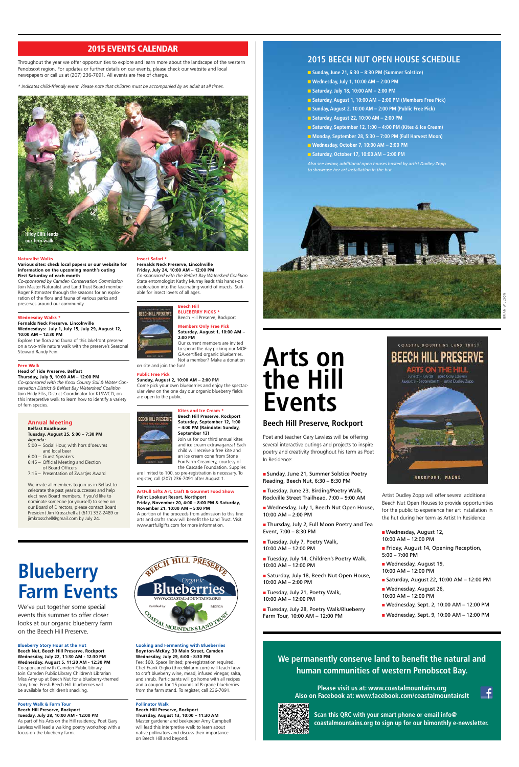## 2015 EVENTS CALENDAR

Throughout the year we offer opportunities to explore and learn more about the landscape of the western Penobscot region. For updates or further details on our events, please check our website and local newspapers or call us at (207) 236-7091. All events are free of charge.

*\* Indicates child-friendly event. Please note that children must be accompanied by an adult at all times.*

Hildy Ellis leads our fern walk

### Naturalist Walks

**Various sites: check local papers or our website for information on the upcoming month's outing**
**First Saturday of each month**
*Co-sponsored by Camden Conservation Commission*
Join Master Naturalist and Land Trust Board member Roger Rittmaster through the seasons for an exploration of the flora and fauna of various parks and preserves around our community.

### Wednesday Walks *

**Fernalds Neck Preserve, Lincolnville**
**Wednesdays: July 1, July 15, July 29, August 12, 10:00 AM – 12:30 PM**
Explore the flora and fauna of this lakefront preserve on a two-mile nature walk with the preserve's Seasonal Steward Randy Fein.

### Fern Walk

**Head of Tide Preserve, Belfast**
**Thursday, July 9, 10:00 AM – 12:00 PM**
*Co-sponsored with the Knox County Soil & Water Conservation District & Belfast Bay Watershed Coalition*
Join Hildy Ellis, District Coordinator for KLSWCD, on this interpretive walk to learn how to identify a variety of fern species.

### Annual Meeting

**Belfast Boathouse**
**Tuesday, August 25, 5:00 – 7:30 PM**
*Agenda:*
5:00 – Social Hour, with hors d'oeuvres and local beer
6:00 – Guest Speakers
6:45 – Official Meeting and Election of Board Officers
7:15 – Presentation of Zwartjes Award

We invite all members to join us in Belfast to celebrate the past year's successes and help elect new Board members. If you'd like to nominate someone (or yourself) to serve on our Board of Directors, please contact Board President Jim Krosschell at (617) 332-2489 or jimkrosschell@gmail.com by July 24.

### Insect Safari *

**Fernalds Neck Preserve, Lincolnville**
**Friday, July 24, 10:00 AM – 12:00 PM**
*Co-sponsored with the Belfast Bay Watershed Coalition*
State entomologist Kathy Murray leads this hands-on exploration into the fascinating world of insects. Suitable for insect lovers of all ages.

### Beech Hill BLUEBERRY PICKS *

Beech Hill Preserve, Rockport

**Members Only Free Pick**
**Saturday, August 1, 10:00 AM – 2:00 PM**
Our current members are invited to spend the day picking our MOFGA-certified organic blueberries. Not a member? Make a donation on site and join the fun!

**Public Free Pick**
**Sunday, August 2, 10:00 AM – 2:00 PM**
Come pick your own blueberries and enjoy the spectacular view on the one day our organic blueberry fields are open to the public.

### Kites and Ice Cream *

**Beech Hill Preserve, Rockport**
**Saturday, September 12, 1:00 – 4:00 PM (Raindate: Sunday, September 13)**
Join us for our third annual kites and ice cream extravaganza! Each child will receive a free kite and an ice cream cone from Stone Fox Farm Creamery, courtesy of the Cascade Foundation. Supplies are limited to 100, so pre-registration is necessary. To register, call (207) 236-7091 after August 1.

### ArtFull Gifts Art, Craft & Gourmet Food Show

**Point Lookout Resort, Northport**
**Friday, November 20, 4:00 – 8:00 PM & Saturday, November 21, 10:00 AM – 5:00 PM**
A portion of the proceeds from admission to this fine arts and crafts show will benefit the Land Trust. Visit www.artfullgifts.com for more information.

## 2015 BEECH NUT OPEN HOUSE SCHEDULE

- Sunday, June 21, 6:30 – 8:30 PM (Summer Solstice)
- Wednesday, July 1, 10:00 AM – 2:00 PM
- Saturday, July 18, 10:00 AM – 2:00 PM
- Saturday, August 1, 10:00 AM – 2:00 PM (Members Free Pick)
- Sunday, August 2, 10:00 AM – 2:00 PM (Public Free Pick)
- Saturday, August 22, 10:00 AM – 2:00 PM
- Saturday, September 12, 1:00 – 4:00 PM (Kites & Ice Cream)
- Monday, September 28, 5:30 – 7:00 PM (Full Harvest Moon)
- Wednesday, October 7, 10:00 AM – 2:00 PM
- Saturday, October 17, 10:00 AM – 2:00 PM

*Also see below, additional open houses hosted by artist Dudley Zopp to showcase her art installation in the hut.*

BRIAN WILLSON

# Arts on the Hill Events

### Beech Hill Preserve, Rockport

Poet and teacher Gary Lawless will be offering several interactive outings and projects to inspire poetry and creativity throughout his term as Poet In Residence:

- Sunday, June 21, Summer Solstice Poetry Reading, Beech Nut, 6:30 – 8:30 PM
- Tuesday, June 23, Birding/Poetry Walk, Rockville Street Trailhead, 7:00 – 9:00 AM
- Wednesday, July 1, Beech Nut Open House, 10:00 AM – 2:00 PM
- Thursday, July 2, Full Moon Poetry and Tea Event, 7:00 – 8:30 PM
- Tuesday, July 7, Poetry Walk, 10:00 AM – 12:00 PM
- Tuesday, July 14, Children's Poetry Walk, 10:00 AM – 12:00 PM
- Saturday, July 18, Beech Nut Open House, 10:00 AM – 2:00 PM
- Tuesday, July 21, Poetry Walk, 10:00 AM – 12:00 PM
- Tuesday, July 28, Poetry Walk/Blueberry Farm Tour, 10:00 AM – 12:00 PM

COASTAL MOUNTAINS LAND TRUST
BEECH HILL PRESERVE
ARTS ON THE HILL
June 21 - July 28 poet Gary Lawless
August 3 - September 11 artist Dudley Zopp
ROCKPORT, MAINE

Artist Dudley Zopp will offer several additional Beech Nut Open Houses to provide opportunities for the public to experience her art installation in the hut during her term as Artist In Residence:

- Wednesday, August 12, 10:00 AM – 12:00 PM
- Friday, August 14, Opening Reception, 5:00 – 7:00 PM
- Wednesday, August 19, 10:00 AM – 12:00 PM
- Saturday, August 22, 10:00 AM – 12:00 PM
- Wednesday, August 26, 10:00 AM – 12:00 PM
- Wednesday, Sept. 2, 10:00 AM – 12:00 PM
- Wednesday, Sept. 9, 10:00 AM – 12:00 PM

# Blueberry Farm Events

We've put together some special events this summer to offer closer looks at our organic blueberry farm on the Beech Hill Preserve.

BEECH HILL PRESERVE Organic Blueberries WWW.COASTALMOUNTAINS.ORG Certified by MOFGA COASTAL MOUNTAINS LAND TRUST

### Blueberry Story Hour at the Hut

**Beech Nut, Beech Hill Preserve, Rockport**
**Wednesday, July 22, 11:30 AM - 12:30 PM**
**Wednesday, August 5, 11:30 AM - 12:30 PM**
Co-sponsored with Camden Public Library.
Join Camden Public Library Children's Librarian Miss Amy up at Beech Nut for a blueberry-themed story time. Fresh Beech Hill blueberries will be available for children's snacking.

### Poetry Walk & Farm Tour

**Beech Hill Preserve, Rockport**
**Tuesday, July 28, 10:00 AM - 12:00 PM**
As part of his Arts on the Hill residency, Poet Gary Lawless will lead a walking poetry workshop with a focus on the blueberry farm.

### Cooking and Fermenting with Blueberries

**Boynton-McKay, 30 Main Street, Camden**
**Wednesday, July 29, 6:00 - 8:30 PM**
Fee: $60. Space limited; pre-registration required.
Chef Frank Giglio (threelilyfarm.com) will teach how to craft blueberry wine, mead, infused vinegar, salsa, and shrub. Participants will go home with all recipes and a coupon for 15 pounds of B-grade blueberries from the farm stand. To register, call 236-7091.

### Pollinator Walk

**Beech Hill Preserve, Rockport**
**Thursday, August 13, 10:00 – 11:30 AM**
Master gardener and beekeeper Amy Campbell will lead this interpretive walk to learn about native pollinators and discuss their importance on Beech Hill and beyond.

**We permanently conserve land to benefit the natural and human communities of western Penobscot Bay.**

**Please visit us at: www.coastalmountains.org**
**Also on Facebook at: www.facebook.com/coastalmountainslt**

**Scan this QRC with your smart phone or email info@coastalmountains.org to sign up for our bimonthly e-newsletter.**